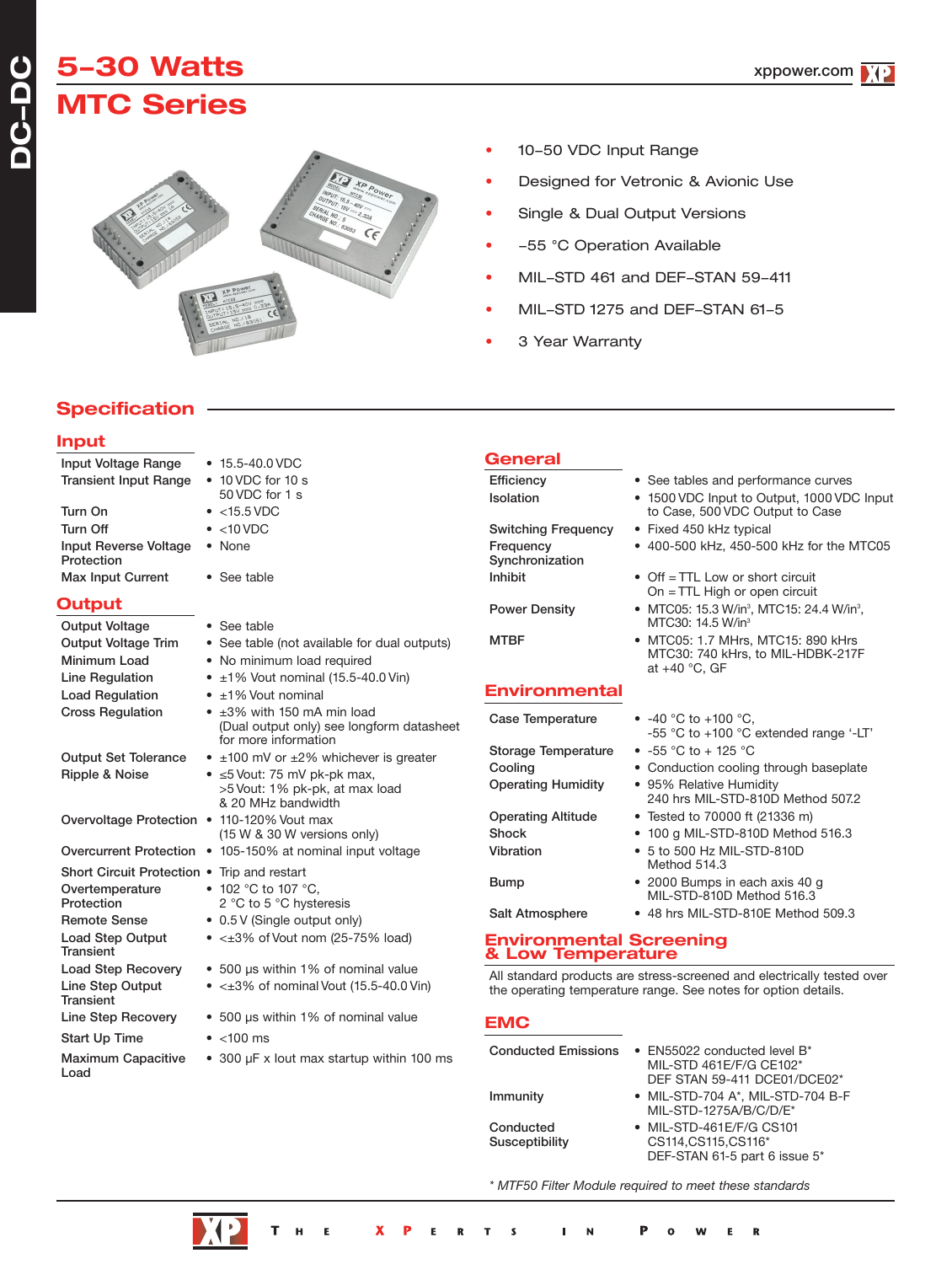# 5–30 Watts

# MTC Series

- 10–50 VDC Input Range
- Designed for Vetronic & Avionic Use
- Single & Dual Output Versions
- –55 °C Operation Available
- MIL–STD 461 and DEF–STAN 59–411
- MIL–STD 1275 and DEF–STAN 61–5
- 3 Year Warranty

## Specification

### Input

| | |
|---|---|
| Input Voltage Range | • 15.5-40.0 VDC |
| Transient Input Range | • 10 VDC for 10 s<br>50 VDC for 1 s |
| Turn On | • <15.5 VDC |
| Turn Off | • <10 VDC |
| Input Reverse Voltage Protection | • None |
| Max Input Current | • See table |

### Output

| | |
|---|---|
| Output Voltage | • See table |
| Output Voltage Trim | • See table (not available for dual outputs) |
| Minimum Load | • No minimum load required |
| Line Regulation | • ±1% Vout nominal (15.5-40.0 Vin) |
| Load Regulation | • ±1% Vout nominal |
| Cross Regulation | • ±3% with 150 mA min load<br>(Dual output only) see longform datasheet for more information |
| Output Set Tolerance | • ±100 mV or ±2% whichever is greater |
| Ripple & Noise | • ≤5 Vout: 75 mV pk-pk max,<br>>5 Vout: 1% pk-pk, at max load & 20 MHz bandwidth |
| Overvoltage Protection | • 110-120% Vout max<br>(15 W & 30 W versions only) |
| Overcurrent Protection | • 105-150% at nominal input voltage |
| Short Circuit Protection | • Trip and restart |
| Overtemperature Protection | • 102 °C to 107 °C,<br>2 °C to 5 °C hysteresis |
| Remote Sense | • 0.5 V (Single output only) |
| Load Step Output Transient | • <±3% of Vout nom (25-75% load) |
| Load Step Recovery | • 500 µs within 1% of nominal value |
| Line Step Output Transient | • <±3% of nominal Vout (15.5-40.0 Vin) |
| Line Step Recovery | • 500 µs within 1% of nominal value |
| Start Up Time | • <100 ms |
| Maximum Capacitive Load | • 300 µF x Iout max startup within 100 ms |

### General

| | |
|---|---|
| Efficiency | • See tables and performance curves |
| Isolation | • 1500 VDC Input to Output, 1000 VDC Input to Case, 500 VDC Output to Case |
| Switching Frequency | • Fixed 450 kHz typical |
| Frequency Synchronization | • 400-500 kHz, 450-500 kHz for the MTC05 |
| Inhibit | • Off = TTL Low or short circuit<br>On = TTL High or open circuit |
| Power Density | • MTC05: 15.3 W/in³, MTC15: 24.4 W/in³, MTC30: 14.5 W/in³ |
| MTBF | • MTC05: 1.7 MHrs, MTC15: 890 kHrs<br>MTC30: 740 kHrs, to MIL-HDBK-217F at +40 °C, GF |

### Environmental

| | |
|---|---|
| Case Temperature | • -40 °C to +100 °C,<br>-55 °C to +100 °C extended range '-LT' |
| Storage Temperature | • -55 °C to + 125 °C |
| Cooling | • Conduction cooling through baseplate |
| Operating Humidity | • 95% Relative Humidity<br>240 hrs MIL-STD-810D Method 507.2 |
| Operating Altitude | • Tested to 70000 ft (21336 m) |
| Shock | • 100 g MIL-STD-810D Method 516.3 |
| Vibration | • 5 to 500 Hz MIL-STD-810D Method 514.3 |
| Bump | • 2000 Bumps in each axis 40 g<br>MIL-STD-810D Method 516.3 |
| Salt Atmosphere | • 48 hrs MIL-STD-810E Method 509.3 |

### Environmental Screening & Low Temperature

All standard products are stress-screened and electrically tested over the operating temperature range. See notes for option details.

### EMC

| | |
|---|---|
| Conducted Emissions | • EN55022 conducted level B*<br>MIL-STD 461E/F/G CE102*<br>DEF STAN 59-411 DCE01/DCE02* |
| Immunity | • MIL-STD-704 A*, MIL-STD-704 B-F<br>MIL-STD-1275A/B/C/D/E* |
| Conducted Susceptibility | • MIL-STD-461E/F/G CS101<br>CS114,CS115,CS116*<br>DEF-STAN 61-5 part 6 issue 5* |

*\* MTF50 Filter Module required to meet these standards*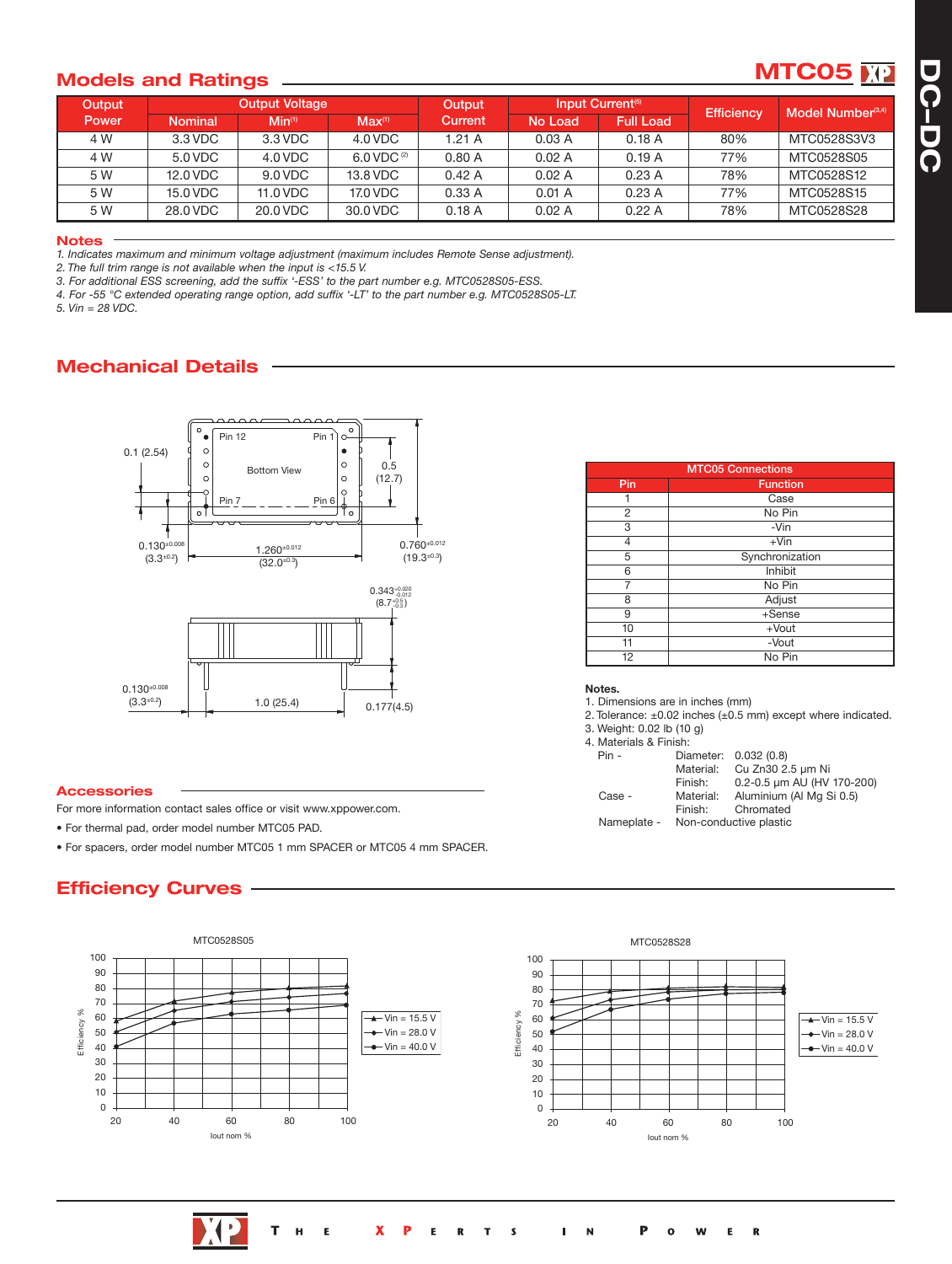## Models and Ratings

**MTC05**

| Output Power | Output Voltage | | | Output Current | Input Current(5) | | Efficiency | Model Number(3,4) |
|---|---|---|---|---|---|---|---|---|
| | Nominal | Min(1) | Max(1) | | No Load | Full Load | | |
| 4 W | 3.3 VDC | 3.3 VDC | 4.0 VDC | 1.21 A | 0.03 A | 0.18 A | 80% | MTC0528S3V3 |
| 4 W | 5.0 VDC | 4.0 VDC | 6.0 VDC (2) | 0.80 A | 0.02 A | 0.19 A | 77% | MTC0528S05 |
| 5 W | 12.0 VDC | 9.0 VDC | 13.8 VDC | 0.42 A | 0.02 A | 0.23 A | 78% | MTC0528S12 |
| 5 W | 15.0 VDC | 11.0 VDC | 17.0 VDC | 0.33 A | 0.01 A | 0.23 A | 77% | MTC0528S15 |
| 5 W | 28.0 VDC | 20.0 VDC | 30.0 VDC | 0.18 A | 0.02 A | 0.22 A | 78% | MTC0528S28 |

### Notes

*1. Indicates maximum and minimum voltage adjustment (maximum includes Remote Sense adjustment).*
*2. The full trim range is not available when the input is <15.5 V.*
*3. For additional ESS screening, add the suffix '-ESS' to the part number e.g. MTC0528S05-ESS.*
*4. For -55 °C extended operating range option, add suffix '-LT' to the part number e.g. MTC0528S05-LT.*
*5. Vin = 28 VDC.*

## Mechanical Details

Bottom View: Pin 12, Pin 1, Pin 7, Pin 6. Dimensions: 0.1 (2.54); 0.5 (12.7); 0.130$^{\pm0.008}$ (3.3$^{\pm0.2}$); 1.260$^{\pm0.012}$ (32.0$^{\pm0.3}$); 0.760$^{\pm0.012}$ (19.3$^{\pm0.3}$); 0.343$^{+0.020}_{-0.012}$ (8.7$^{+0.5}_{-0.3}$); 0.130$^{\pm0.008}$ (3.3$^{\pm0.2}$); 1.0 (25.4); 0.177(4.5)

| MTC05 Connections | |
|---|---|
| Pin | Function |
| 1 | Case |
| 2 | No Pin |
| 3 | -Vin |
| 4 | +Vin |
| 5 | Synchronization |
| 6 | Inhibit |
| 7 | No Pin |
| 8 | Adjust |
| 9 | +Sense |
| 10 | +Vout |
| 11 | -Vout |
| 12 | No Pin |

**Notes.**
1. Dimensions are in inches (mm)
2. Tolerance: ±0.02 inches (±0.5 mm) except where indicated.
3. Weight: 0.02 lb (10 g)
4. Materials & Finish:
   - Pin - Diameter: 0.032 (0.8); Material: Cu Zn30 2.5 µm Ni; Finish: 0.2-0.5 µm AU (HV 170-200)
   - Case - Material: Aluminium (Al Mg Si 0.5); Finish: Chromated
   - Nameplate - Non-conductive plastic

### Accessories

For more information contact sales office or visit www.xppower.com.

- For thermal pad, order model number MTC05 PAD.
- For spacers, order model number MTC05 1 mm SPACER or MTC05 4 mm SPACER.

## Efficiency Curves

MTC0528S05 — Efficiency % vs Iout nom % (20–100); Vin = 15.5 V, Vin = 28.0 V, Vin = 40.0 V

MTC0528S28 — Efficiency % vs Iout nom % (20–100); Vin = 15.5 V, Vin = 28.0 V, Vin = 40.0 V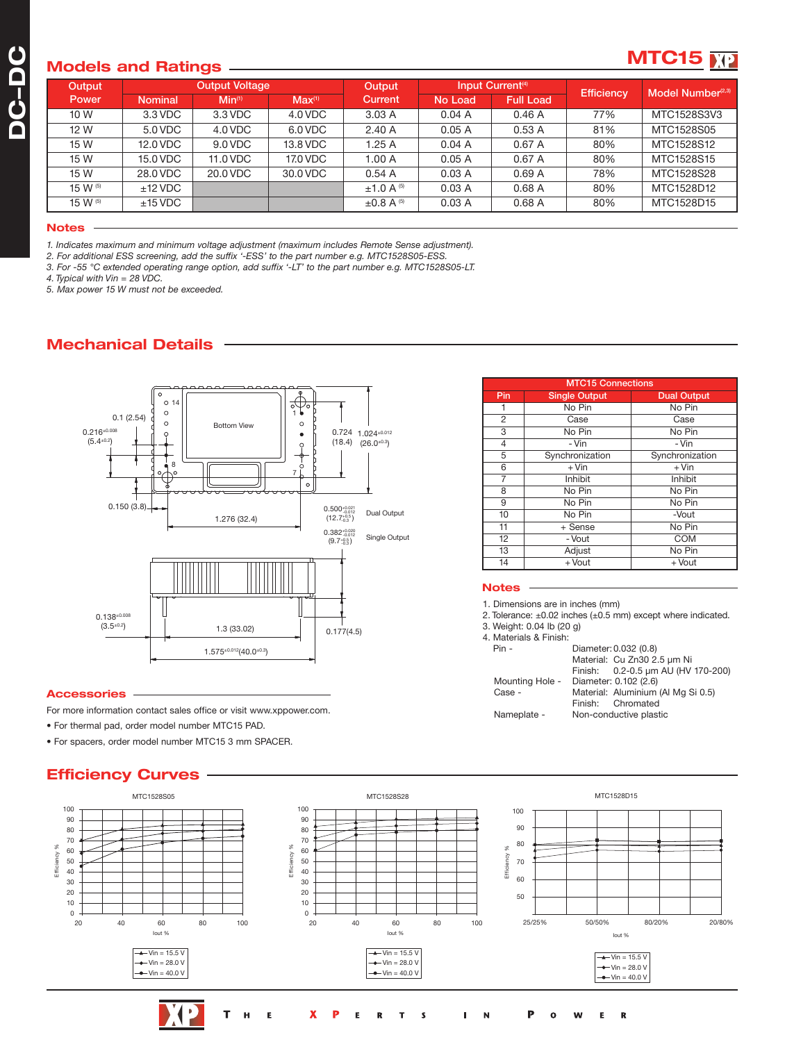# MTC15

## Models and Ratings

| Output Power | Output Voltage | | | Output Current | Input Current[4] | | Efficiency | Model Number[2,3] |
|---|---|---|---|---|---|---|---|---|
| | Nominal | Min[1] | Max[1] | | No Load | Full Load | | |
| 10 W | 3.3 VDC | 3.3 VDC | 4.0 VDC | 3.03 A | 0.04 A | 0.46 A | 77% | MTC1528S3V3 |
| 12 W | 5.0 VDC | 4.0 VDC | 6.0 VDC | 2.40 A | 0.05 A | 0.53 A | 81% | MTC1528S05 |
| 15 W | 12.0 VDC | 9.0 VDC | 13.8 VDC | 1.25 A | 0.04 A | 0.67 A | 80% | MTC1528S12 |
| 15 W | 15.0 VDC | 11.0 VDC | 17.0 VDC | 1.00 A | 0.05 A | 0.67 A | 80% | MTC1528S15 |
| 15 W | 28.0 VDC | 20.0 VDC | 30.0 VDC | 0.54 A | 0.03 A | 0.69 A | 78% | MTC1528S28 |
| 15 W [5] | ±12 VDC | | | ±1.0 A [5] | 0.03 A | 0.68 A | 80% | MTC1528D12 |
| 15 W [5] | ±15 VDC | | | ±0.8 A [5] | 0.03 A | 0.68 A | 80% | MTC1528D15 |

### Notes

*1. Indicates maximum and minimum voltage adjustment (maximum includes Remote Sense adjustment).*
*2. For additional ESS screening, add the suffix '-ESS' to the part number e.g. MTC1528S05-ESS.*
*3. For -55 °C extended operating range option, add suffix '-LT' to the part number e.g. MTC1528S05-LT.*
*4. Typical with Vin = 28 VDC.*
*5. Max power 15 W must not be exceeded.*

## Mechanical Details

Bottom View

0.1 (2.54); 0.216 ±0.008 (5.4 ±0.2); 0.150 (3.8); 1.276 (32.4); 0.724 (18.4); 1.024 ±0.012 (26.0 ±0.3); 0.500 +0.021/-0.012 (12.7 +0.5/-0.3) Dual Output; 0.382 +0.020/-0.012 (9.7 +0.5/-0.3) Single Output; 0.138 ±0.008 (3.5 ±0.2); 1.3 (33.02); 0.177 (4.5); 1.575 ±0.012 (40.0 ±0.3)

| MTC15 Connections | | |
|---|---|---|
| Pin | Single Output | Dual Output |
| 1 | No Pin | No Pin |
| 2 | Case | Case |
| 3 | No Pin | No Pin |
| 4 | - Vin | - Vin |
| 5 | Synchronization | Synchronization |
| 6 | + Vin | + Vin |
| 7 | Inhibit | Inhibit |
| 8 | No Pin | No Pin |
| 9 | No Pin | No Pin |
| 10 | No Pin | -Vout |
| 11 | + Sense | No Pin |
| 12 | - Vout | COM |
| 13 | Adjust | No Pin |
| 14 | + Vout | + Vout |

### Notes

1. Dimensions are in inches (mm)
2. Tolerance: ±0.02 inches (±0.5 mm) except where indicated.
3. Weight: 0.04 lb (20 g)
4. Materials & Finish:
   - Pin - Diameter: 0.032 (0.8)
     Material: Cu Zn30 2.5 µm Ni
     Finish: 0.2-0.5 µm AU (HV 170-200)
   - Mounting Hole - Diameter: 0.102 (2.6)
   - Case - Material: Aluminium (Al Mg Si 0.5)
     Finish: Chromated
   - Nameplate - Non-conductive plastic

### Accessories

For more information contact sales office or visit www.xppower.com.

- For thermal pad, order model number MTC15 PAD.
- For spacers, order model number MTC15 3 mm SPACER.

## Efficiency Curves

MTC1528S05 — Efficiency % vs Iout % (20–100); Vin = 15.5 V, Vin = 28.0 V, Vin = 40.0 V

MTC1528S28 — Efficiency % vs Iout % (20–100); Vin = 15.5 V, Vin = 28.0 V, Vin = 40.0 V

MTC1528D15 — Efficiency % vs Iout % (25/25%, 50/50%, 80/20%, 20/80%); Vin = 15.5 V, Vin = 28.0 V, Vin = 40.0 V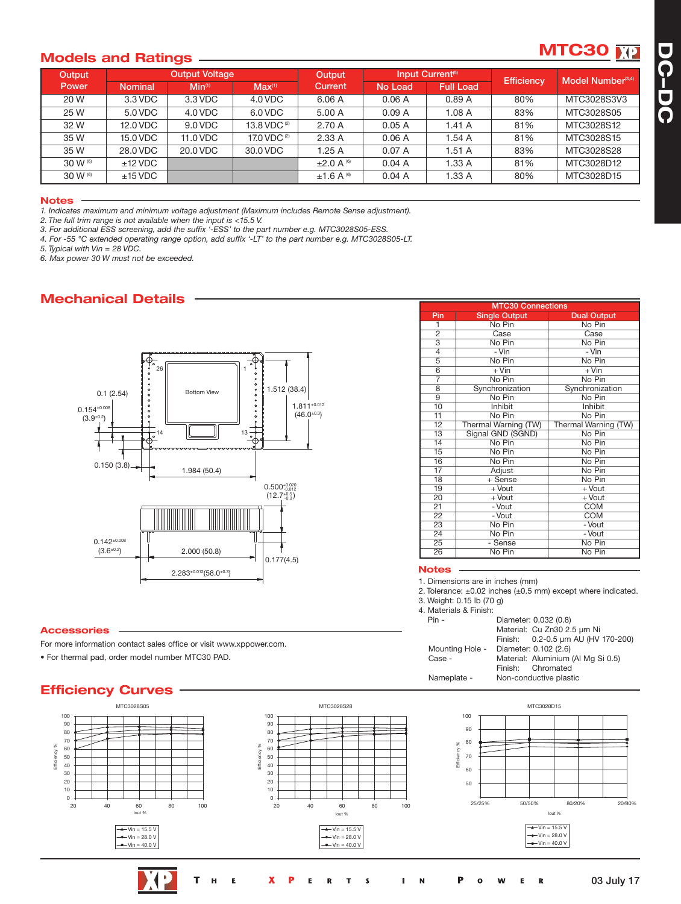# MTC30

## Models and Ratings

| Output Power | Output Voltage | | | Output Current | Input Current[5] | | Efficiency | Model Number[3,4] |
|---|---|---|---|---|---|---|---|---|
| | Nominal | Min[1] | Max[1] | | No Load | Full Load | | |
| 20 W | 3.3 VDC | 3.3 VDC | 4.0 VDC | 6.06 A | 0.06 A | 0.89 A | 80% | MTC3028S3V3 |
| 25 W | 5.0 VDC | 4.0 VDC | 6.0 VDC | 5.00 A | 0.09 A | 1.08 A | 83% | MTC3028S05 |
| 32 W | 12.0 VDC | 9.0 VDC | 13.8 VDC [2] | 2.70 A | 0.05 A | 1.41 A | 81% | MTC3028S12 |
| 35 W | 15.0 VDC | 11.0 VDC | 17.0 VDC [2] | 2.33 A | 0.06 A | 1.54 A | 81% | MTC3028S15 |
| 35 W | 28.0 VDC | 20.0 VDC | 30.0 VDC | 1.25 A | 0.07 A | 1.51 A | 83% | MTC3028S28 |
| 30 W [6] | ±12 VDC | | | ±2.0 A [6] | 0.04 A | 1.33 A | 81% | MTC3028D12 |
| 30 W [6] | ±15 VDC | | | ±1.6 A [6] | 0.04 A | 1.33 A | 80% | MTC3028D15 |

### Notes

*1. Indicates maximum and minimum voltage adjustment (Maximum includes Remote Sense adjustment).*
*2. The full trim range is not available when the input is <15.5 V.*
*3. For additional ESS screening, add the suffix '-ESS' to the part number e.g. MTC3028S05-ESS.*
*4. For -55 °C extended operating range option, add suffix '-LT' to the part number e.g. MTC3028S05-LT.*
*5. Typical with Vin = 28 VDC.*
*6. Max power 30 W must not be exceeded.*

## Mechanical Details

Bottom View
26
1
14
13
0.1 (2.54)
0.154±0.008 (3.9±0.2)
1.512 (38.4)
1.811±0.012 (46.0±0.3)
0.150 (3.8)
1.984 (50.4)
0.500+0.020/-0.012 (12.7+0.5/-0.3)
0.142±0.008 (3.6±0.2)
2.000 (50.8)
0.177(4.5)
2.283±0.012(58.0±0.3)

| MTC30 Connections | | |
|---|---|---|
| Pin | Single Output | Dual Output |
| 1 | No Pin | No Pin |
| 2 | Case | Case |
| 3 | No Pin | No Pin |
| 4 | - Vin | - Vin |
| 5 | No Pin | No Pin |
| 6 | + Vin | + Vin |
| 7 | No Pin | No Pin |
| 8 | Synchronization | Synchronization |
| 9 | No Pin | No Pin |
| 10 | Inhibit | Inhibit |
| 11 | No Pin | No Pin |
| 12 | Thermal Warning (TW) | Thermal Warning (TW) |
| 13 | Signal GND (SGND) | No Pin |
| 14 | No Pin | No Pin |
| 15 | No Pin | No Pin |
| 16 | No Pin | No Pin |
| 17 | Adjust | No Pin |
| 18 | + Sense | No Pin |
| 19 | + Vout | + Vout |
| 20 | + Vout | + Vout |
| 21 | - Vout | COM |
| 22 | - Vout | COM |
| 23 | No Pin | - Vout |
| 24 | No Pin | - Vout |
| 25 | - Sense | No Pin |
| 26 | No Pin | No Pin |

### Notes

1. Dimensions are in inches (mm)
2. Tolerance: ±0.02 inches (±0.5 mm) except where indicated.
3. Weight: 0.15 lb (70 g)
4. Materials & Finish:
   - Pin - Diameter: 0.032 (0.8); Material: Cu Zn30 2.5 µm Ni; Finish: 0.2-0.5 µm AU (HV 170-200)
   - Mounting Hole - Diameter: 0.102 (2.6)
   - Case - Material: Aluminium (Al Mg Si 0.5); Finish: Chromated
   - Nameplate - Non-conductive plastic

## Accessories

For more information contact sales office or visit www.xppower.com.

- For thermal pad, order model number MTC30 PAD.

## Efficiency Curves

MTC3028S05
Efficiency %
100 90 80 70 60 50 40 30 20 10 0
20 40 60 80 100
Iout %
Vin = 15.5 V
Vin = 28.0 V
Vin = 40.0 V

MTC3028S28
Efficiency %
100 90 80 70 60 50 40 30 20 10 0
20 40 60 80 100
Iout %
Vin = 15.5 V
Vin = 28.0 V
Vin = 40.0 V

MTC3028D15
Efficiency %
100 90 80 70 60 50
25/25% 50/50% 80/20% 20/80%
Iout %
Vin = 15.5 V
Vin = 28.0 V
Vin = 40.0 V

03 July 17